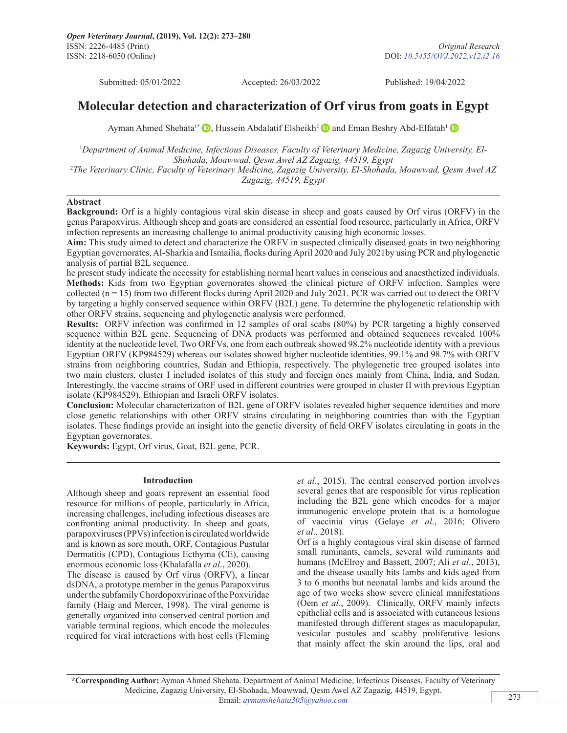Submitted: 05/01/2022 Accepted: 26/03/2022 Published: 19/04/2022

# Molecular detection and characterization of Orf virus from goats in Egypt

Ayman Ahmed Shehata[1*], Hussein Abdalatif Elsheikh[2] and Eman Beshry Abd-Elfatah[1]

[1]*Department of Animal Medicine, Infectious Diseases, Faculty of Veterinary Medicine, Zagazig University, El-Shohada, Moawwad, Qesm Awel AZ Zagazig, 44519, Egypt*

[2]*The Veterinary Clinic, Faculty of Veterinary Medicine, Zagazig University, El-Shohada, Moawwad, Qesm Awel AZ Zagazig, 44519, Egypt*

## Abstract

**Background:** Orf is a highly contagious viral skin disease in sheep and goats caused by Orf virus (ORFV) in the genus Parapoxvirus. Although sheep and goats are considered an essential food resource, particularly in Africa, ORFV infection represents an increasing challenge to animal productivity causing high economic losses.

**Aim:** This study aimed to detect and characterize the ORFV in suspected clinically diseased goats in two neighboring Egyptian governorates, Al-Sharkia and Ismailia, flocks during April 2020 and July 2021by using PCR and phylogenetic analysis of partial B2L sequence.

he present study indicate the necessity for establishing normal heart values in conscious and anaesthetized individuals.

**Methods:** Kids from two Egyptian governorates showed the clinical picture of ORFV infection. Samples were collected (n = 15) from two different flocks during April 2020 and July 2021. PCR was carried out to detect the ORFV by targeting a highly conserved sequence within ORFV (B2L) gene. To determine the phylogenetic relationship with other ORFV strains, sequencing and phylogenetic analysis were performed.

**Results:** ORFV infection was confirmed in 12 samples of oral scabs (80%) by PCR targeting a highly conserved sequence within B2L gene. Sequencing of DNA products was performed and obtained sequences revealed 100% identity at the nucleotide level. Two ORFVs, one from each outbreak showed 98.2% nucleotide identity with a previous Egyptian ORFV (KP984529) whereas our isolates showed higher nucleotide identities, 99.1% and 98.7% with ORFV strains from neighboring countries, Sudan and Ethiopia, respectively. The phylogenetic tree grouped isolates into two main clusters, cluster I included isolates of this study and foreign ones mainly from China, India, and Sudan. Interestingly, the vaccine strains of ORF used in different countries were grouped in cluster II with previous Egyptian isolate (KP984529), Ethiopian and Israeli ORFV isolates.

**Conclusion:** Molecular characterization of B2L gene of ORFV isolates revealed higher sequence identities and more close genetic relationships with other ORFV strains circulating in neighboring countries than with the Egyptian isolates. These findings provide an insight into the genetic diversity of field ORFV isolates circulating in goats in the Egyptian governorates.

**Keywords:** Egypt, Orf virus, Goat, B2L gene, PCR.

## Introduction

Although sheep and goats represent an essential food resource for millions of people, particularly in Africa, increasing challenges, including infectious diseases are confronting animal productivity. In sheep and goats, parapoxviruses (PPVs) infection is circulated worldwide and is known as sore mouth, ORF, Contagious Pustular Dermatitis (CPD), Contagious Ecthyma (CE), causing enormous economic loss (Khalafalla *et al*., 2020).

The disease is caused by Orf virus (ORFV), a linear dsDNA, a prototype member in the genus Parapoxvirus under the subfamily Chordopoxvirinae of the Poxviridae family (Haig and Mercer, 1998). The viral genome is generally organized into conserved central portion and variable terminal regions, which encode the molecules required for viral interactions with host cells (Fleming *et al*., 2015). The central conserved portion involves several genes that are responsible for virus replication including the B2L gene which encodes for a major immunogenic envelope protein that is a homologue of vaccinia virus (Gelaye *et al*., 2016; Olivero *et al*., 2018).

Orf is a highly contagious viral skin disease of farmed small ruminants, camels, several wild ruminants and humans (McElroy and Bassett, 2007; Ali *et al*., 2013), and the disease usually hits lambs and kids aged from 3 to 6 months but neonatal lambs and kids around the age of two weeks show severe clinical manifestations (Oem *et al*., 2009). Clinically, ORFV mainly infects epithelial cells and is associated with cutaneous lesions manifested through different stages as maculopapular, vesicular pustules and scabby proliferative lesions that mainly affect the skin around the lips, oral and

---

**\*Corresponding Author:** Ayman Ahmed Shehata. Department of Animal Medicine, Infectious Diseases, Faculty of Veterinary Medicine, Zagazig University, El-Shohada, Moawwad, Qesm Awel AZ Zagazig, 44519, Egypt. Email: *aymanshehata305@yahoo.com*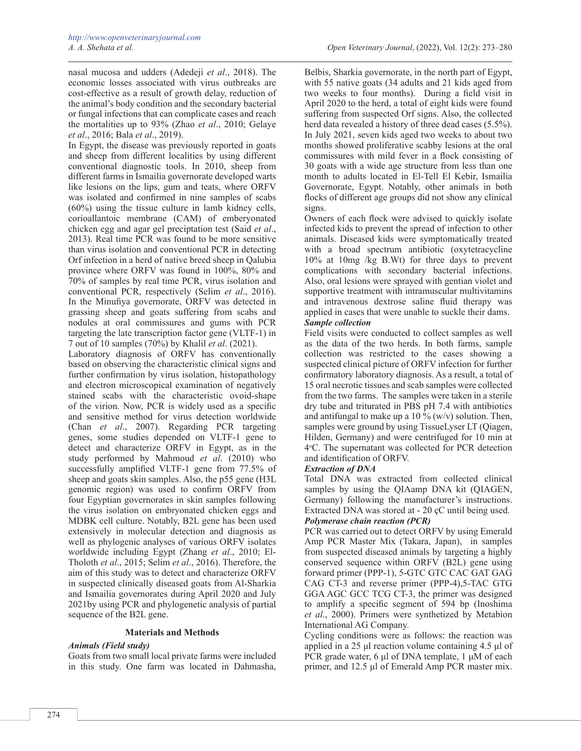nasal mucosa and udders (Adedeji *et al*., 2018). The economic losses associated with virus outbreaks are cost-effective as a result of growth delay, reduction of the animal's body condition and the secondary bacterial or fungal infections that can complicate cases and reach the mortalities up to 93% (Zhao *et al*., 2010; Gelaye *et al*., 2016; Bala *et al*., 2019).

In Egypt, the disease was previously reported in goats and sheep from different localities by using different conventional diagnostic tools. In 2010, sheep from different farms in Ismailia governorate developed warts like lesions on the lips, gum and teats, where ORFV was isolated and confirmed in nine samples of scabs (60%) using the tissue culture in lamb kidney cells, corioallantoic membrane (CAM) of emberyonated chicken egg and agar gel preciptation test (Said *et al*., 2013). Real time PCR was found to be more sensitive than virus isolation and conventional PCR in detecting Orf infection in a herd of native breed sheep in Qalubia province where ORFV was found in 100%, 80% and 70% of samples by real time PCR, virus isolation and conventional PCR, respectively (Selim *et al*., 2016). In the Minufiya governorate, ORFV was detected in grassing sheep and goats suffering from scabs and nodules at oral commissures and gums with PCR targeting the late transcription factor gene (VLTF-1) in 7 out of 10 samples (70%) by Khalil *et al*. (2021).

Laboratory diagnosis of ORFV has conventionally based on observing the characteristic clinical signs and further confirmation by virus isolation, histopathology and electron microscopical examination of negatively stained scabs with the characteristic ovoid-shape of the virion. Now, PCR is widely used as a specific and sensitive method for virus detection worldwide (Chan *et al*., 2007). Regarding PCR targeting genes, some studies depended on VLTF-1 gene to detect and characterize ORFV in Egypt, as in the study performed by Mahmoud *et al*. (2010) who successfully amplified VLTF-1 gene from 77.5% of sheep and goats skin samples. Also, the p55 gene (H3L genomic region) was used to confirm ORFV from four Egyptian governorates in skin samples following the virus isolation on embryonated chicken eggs and MDBK cell culture. Notably, B2L gene has been used extensively in molecular detection and diagnosis as well as phylogenic analyses of various ORFV isolates worldwide including Egypt (Zhang *et al*., 2010; El-Tholoth *et al*., 2015; Selim *et al*., 2016). Therefore, the aim of this study was to detect and characterize ORFV in suspected clinically diseased goats from Al-Sharkia and Ismailia governorates during April 2020 and July 2021by using PCR and phylogenetic analysis of partial sequence of the B2L gene.

## Materials and Methods

### *Animals (Field study)*

Goats from two small local private farms were included in this study. One farm was located in Dahmasha, Belbis, Sharkia governorate, in the north part of Egypt, with 55 native goats (34 adults and 21 kids aged from two weeks to four months). During a field visit in April 2020 to the herd, a total of eight kids were found suffering from suspected Orf signs. Also, the collected herd data revealed a history of three dead cases (5.5%). In July 2021, seven kids aged two weeks to about two months showed proliferative scabby lesions at the oral commissures with mild fever in a flock consisting of 30 goats with a wide age structure from less than one month to adults located in El-Tell El Kebir, Ismailia Governorate, Egypt. Notably, other animals in both flocks of different age groups did not show any clinical signs.

Owners of each flock were advised to quickly isolate infected kids to prevent the spread of infection to other animals. Diseased kids were symptomatically treated with a broad spectrum antibiotic (oxytetracycline 10% at 10mg /kg B.Wt) for three days to prevent complications with secondary bacterial infections. Also, oral lesions were sprayed with gentian violet and supportive treatment with intramuscular multivitamins and intravenous dextrose saline fluid therapy was applied in cases that were unable to suckle their dams.

### *Sample collection*

Field visits were conducted to collect samples as well as the data of the two herds. In both farms, sample collection was restricted to the cases showing a suspected clinical picture of ORFV infection for further confirmatory laboratory diagnosis. As a result, a total of 15 oral necrotic tissues and scab samples were collected from the two farms. The samples were taken in a sterile dry tube and triturated in PBS pH 7.4 with antibiotics and antifungal to make up a 10 % (w/v) solution. Then, samples were ground by using TissueLyser LT (Qiagen, Hilden, Germany) and were centrifuged for 10 min at 4°C. The supernatant was collected for PCR detection and identification of ORFV.

### *Extraction of DNA*

Total DNA was extracted from collected clinical samples by using the QIAamp DNA kit (QIAGEN, Germany) following the manufacturer's instructions. Extracted DNA was stored at - 20 çC until being used.

### *Polymerase chain reaction (PCR)*

PCR was carried out to detect ORFV by using Emerald Amp PCR Master Mix (Takara, Japan), in samples from suspected diseased animals by targeting a highly conserved sequence within ORFV (B2L) gene using forward primer (PPP-1), 5-GTC GTC CAC GAT GAG CAG CT-3 and reverse primer (PPP-4),5-TAC GTG GGA AGC GCC TCG CT-3, the primer was designed to amplify a specific segment of 594 bp (Inoshima *et al*., 2000). Primers were synthetized by Metabion International AG Company.

Cycling conditions were as follows: the reaction was applied in a 25 µl reaction volume containing 4.5 µl of PCR grade water, 6 µl of DNA template, 1 µM of each primer, and 12.5 µl of Emerald Amp PCR master mix.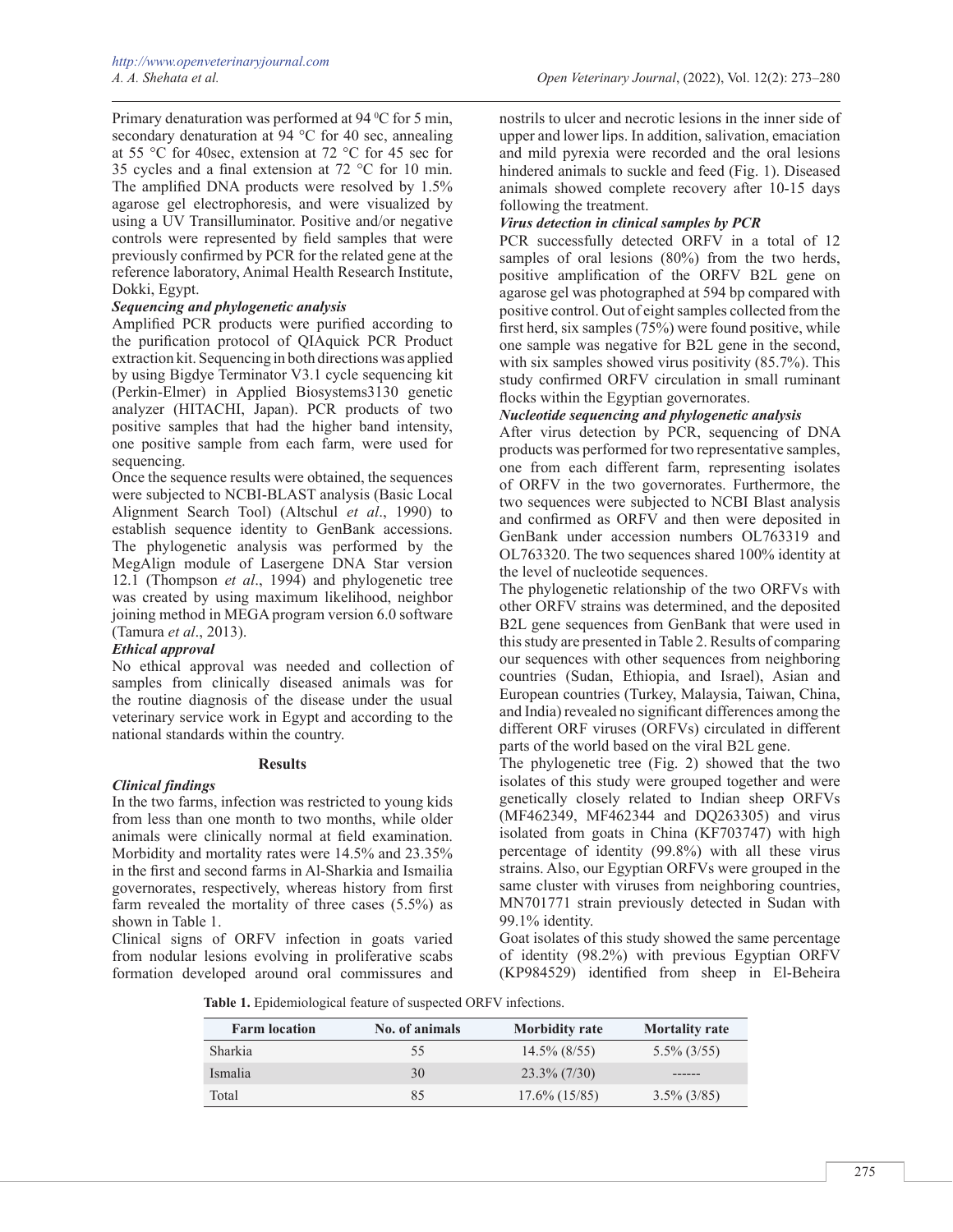Primary denaturation was performed at 94 ⁰C for 5 min, secondary denaturation at 94 °C for 40 sec, annealing at 55 °C for 40sec, extension at 72 °C for 45 sec for 35 cycles and a final extension at 72 °C for 10 min. The amplified DNA products were resolved by 1.5% agarose gel electrophoresis, and were visualized by using a UV Transilluminator. Positive and/or negative controls were represented by field samples that were previously confirmed by PCR for the related gene at the reference laboratory, Animal Health Research Institute, Dokki, Egypt.

***Sequencing and phylogenetic analysis***

Amplified PCR products were purified according to the purification protocol of QIAquick PCR Product extraction kit. Sequencing in both directions was applied by using Bigdye Terminator V3.1 cycle sequencing kit (Perkin-Elmer) in Applied Biosystems3130 genetic analyzer (HITACHI, Japan). PCR products of two positive samples that had the higher band intensity, one positive sample from each farm, were used for sequencing.

Once the sequence results were obtained, the sequences were subjected to NCBI-BLAST analysis (Basic Local Alignment Search Tool) (Altschul *et al*., 1990) to establish sequence identity to GenBank accessions. The phylogenetic analysis was performed by the MegAlign module of Lasergene DNA Star version 12.1 (Thompson *et al*., 1994) and phylogenetic tree was created by using maximum likelihood, neighbor joining method in MEGA program version 6.0 software (Tamura *et al*., 2013).

***Ethical approval***

No ethical approval was needed and collection of samples from clinically diseased animals was for the routine diagnosis of the disease under the usual veterinary service work in Egypt and according to the national standards within the country.

## Results

***Clinical findings***

In the two farms, infection was restricted to young kids from less than one month to two months, while older animals were clinically normal at field examination. Morbidity and mortality rates were 14.5% and 23.35% in the first and second farms in Al-Sharkia and Ismailia governorates, respectively, whereas history from first farm revealed the mortality of three cases (5.5%) as shown in Table 1.

Clinical signs of ORFV infection in goats varied from nodular lesions evolving in proliferative scabs formation developed around oral commissures and nostrils to ulcer and necrotic lesions in the inner side of upper and lower lips. In addition, salivation, emaciation and mild pyrexia were recorded and the oral lesions hindered animals to suckle and feed (Fig. 1). Diseased animals showed complete recovery after 10-15 days following the treatment.

***Virus detection in clinical samples by PCR***

PCR successfully detected ORFV in a total of 12 samples of oral lesions (80%) from the two herds, positive amplification of the ORFV B2L gene on agarose gel was photographed at 594 bp compared with positive control. Out of eight samples collected from the first herd, six samples (75%) were found positive, while one sample was negative for B2L gene in the second, with six samples showed virus positivity (85.7%). This study confirmed ORFV circulation in small ruminant flocks within the Egyptian governorates.

***Nucleotide sequencing and phylogenetic analysis***

After virus detection by PCR, sequencing of DNA products was performed for two representative samples, one from each different farm, representing isolates of ORFV in the two governorates. Furthermore, the two sequences were subjected to NCBI Blast analysis and confirmed as ORFV and then were deposited in GenBank under accession numbers OL763319 and OL763320. The two sequences shared 100% identity at the level of nucleotide sequences.

The phylogenetic relationship of the two ORFVs with other ORFV strains was determined, and the deposited B2L gene sequences from GenBank that were used in this study are presented in Table 2. Results of comparing our sequences with other sequences from neighboring countries (Sudan, Ethiopia, and Israel), Asian and European countries (Turkey, Malaysia, Taiwan, China, and India) revealed no significant differences among the different ORF viruses (ORFVs) circulated in different parts of the world based on the viral B2L gene.

The phylogenetic tree (Fig. 2) showed that the two isolates of this study were grouped together and were genetically closely related to Indian sheep ORFVs (MF462349, MF462344 and DQ263305) and virus isolated from goats in China (KF703747) with high percentage of identity (99.8%) with all these virus strains. Also, our Egyptian ORFVs were grouped in the same cluster with viruses from neighboring countries, MN701771 strain previously detected in Sudan with 99.1% identity.

Goat isolates of this study showed the same percentage of identity (98.2%) with previous Egyptian ORFV (KP984529) identified from sheep in El-Beheira

**Table 1.** Epidemiological feature of suspected ORFV infections.

| Farm location | No. of animals | Morbidity rate | Mortality rate |
|---|---|---|---|
| Sharkia | 55 | 14.5% (8/55) | 5.5% (3/55) |
| Ismalia | 30 | 23.3% (7/30) | ------ |
| Total | 85 | 17.6% (15/85) | 3.5% (3/85) |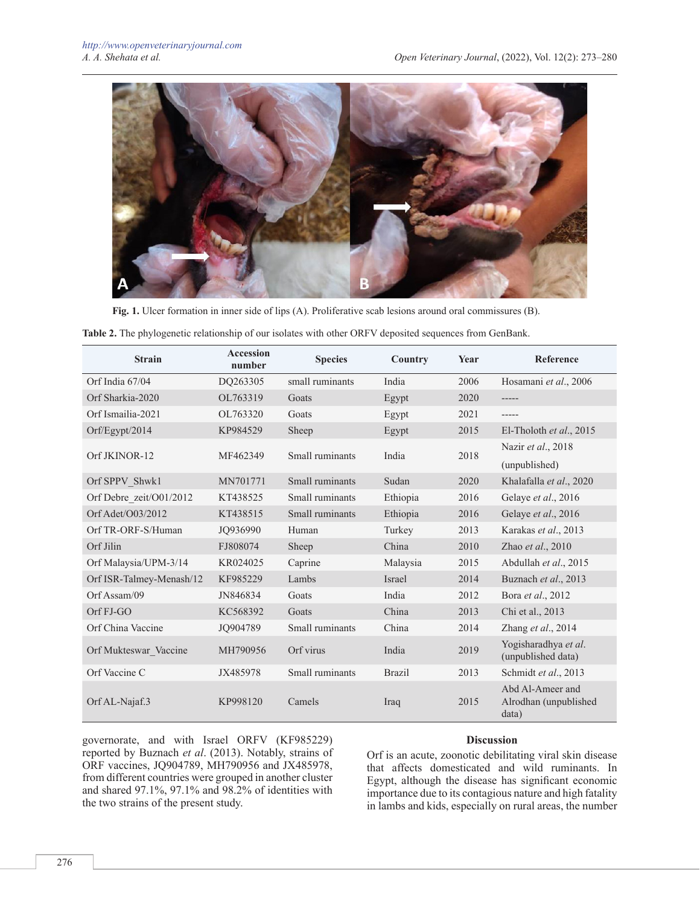**Fig. 1.** Ulcer formation in inner side of lips (A). Proliferative scab lesions around oral commissures (B).

**Table 2.** The phylogenetic relationship of our isolates with other ORFV deposited sequences from GenBank.

| Strain | Accession number | Species | Country | Year | Reference |
|---|---|---|---|---|---|
| Orf India 67/04 | DQ263305 | small ruminants | India | 2006 | Hosamani *et al*., 2006 |
| Orf Sharkia-2020 | OL763319 | Goats | Egypt | 2020 | ----- |
| Orf Ismailia-2021 | OL763320 | Goats | Egypt | 2021 | ----- |
| Orf/Egypt/2014 | KP984529 | Sheep | Egypt | 2015 | El-Tholoth *et al*., 2015 |
| Orf JKINOR-12 | MF462349 | Small ruminants | India | 2018 | Nazir *et al*., 2018 (unpublished) |
| Orf SPPV_Shwk1 | MN701771 | Small ruminants | Sudan | 2020 | Khalafalla *et al*., 2020 |
| Orf Debre_zeit/O01/2012 | KT438525 | Small ruminants | Ethiopia | 2016 | Gelaye *et al*., 2016 |
| Orf Adet/O03/2012 | KT438515 | Small ruminants | Ethiopia | 2016 | Gelaye *et al*., 2016 |
| Orf TR-ORF-S/Human | JQ936990 | Human | Turkey | 2013 | Karakas *et al*., 2013 |
| Orf Jilin | FJ808074 | Sheep | China | 2010 | Zhao *et al*., 2010 |
| Orf Malaysia/UPM-3/14 | KR024025 | Caprine | Malaysia | 2015 | Abdullah *et al*., 2015 |
| Orf ISR-Talmey-Menash/12 | KF985229 | Lambs | Israel | 2014 | Buznach *et al*., 2013 |
| Orf Assam/09 | JN846834 | Goats | India | 2012 | Bora *et al*., 2012 |
| Orf FJ-GO | KC568392 | Goats | China | 2013 | Chi et al., 2013 |
| Orf China Vaccine | JQ904789 | Small ruminants | China | 2014 | Zhang *et al*., 2014 |
| Orf Mukteswar_Vaccine | MH790956 | Orf virus | India | 2019 | Yogisharadhya *et al*. (unpublished data) |
| Orf Vaccine C | JX485978 | Small ruminants | Brazil | 2013 | Schmidt *et al*., 2013 |
| Orf AL-Najaf.3 | KP998120 | Camels | Iraq | 2015 | Abd Al-Ameer and Alrodhan (unpublished data) |

governorate, and with Israel ORFV (KF985229) reported by Buznach *et al*. (2013). Notably, strains of ORF vaccines, JQ904789, MH790956 and JX485978, from different countries were grouped in another cluster and shared 97.1%, 97.1% and 98.2% of identities with the two strains of the present study.

## Discussion

Orf is an acute, zoonotic debilitating viral skin disease that affects domesticated and wild ruminants. In Egypt, although the disease has significant economic importance due to its contagious nature and high fatality in lambs and kids, especially on rural areas, the number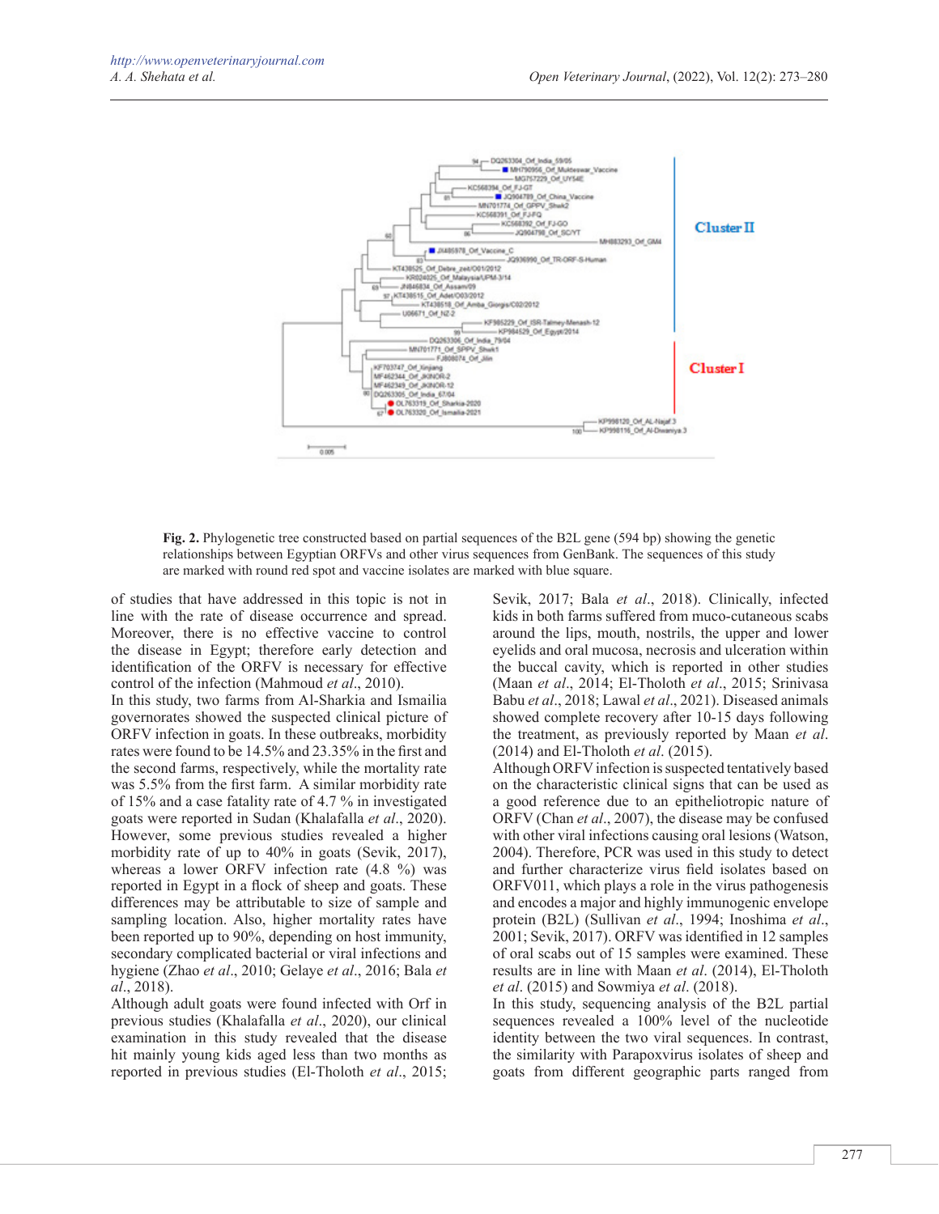**Fig. 2.** Phylogenetic tree constructed based on partial sequences of the B2L gene (594 bp) showing the genetic relationships between Egyptian ORFVs and other virus sequences from GenBank. The sequences of this study are marked with round red spot and vaccine isolates are marked with blue square.

of studies that have addressed in this topic is not in line with the rate of disease occurrence and spread. Moreover, there is no effective vaccine to control the disease in Egypt; therefore early detection and identification of the ORFV is necessary for effective control of the infection (Mahmoud *et al*., 2010).

In this study, two farms from Al-Sharkia and Ismailia governorates showed the suspected clinical picture of ORFV infection in goats. In these outbreaks, morbidity rates were found to be 14.5% and 23.35% in the first and the second farms, respectively, while the mortality rate was 5.5% from the first farm. A similar morbidity rate of 15% and a case fatality rate of 4.7 % in investigated goats were reported in Sudan (Khalafalla *et al*., 2020). However, some previous studies revealed a higher morbidity rate of up to 40% in goats (Sevik, 2017), whereas a lower ORFV infection rate (4.8 %) was reported in Egypt in a flock of sheep and goats. These differences may be attributable to size of sample and sampling location. Also, higher mortality rates have been reported up to 90%, depending on host immunity, secondary complicated bacterial or viral infections and hygiene (Zhao *et al*., 2010; Gelaye *et al*., 2016; Bala *et al*., 2018).

Although adult goats were found infected with Orf in previous studies (Khalafalla *et al*., 2020), our clinical examination in this study revealed that the disease hit mainly young kids aged less than two months as reported in previous studies (El-Tholoth *et al*., 2015; Sevik, 2017; Bala *et al*., 2018). Clinically, infected kids in both farms suffered from muco-cutaneous scabs around the lips, mouth, nostrils, the upper and lower eyelids and oral mucosa, necrosis and ulceration within the buccal cavity, which is reported in other studies (Maan *et al*., 2014; El-Tholoth *et al*., 2015; Srinivasa Babu *et al*., 2018; Lawal *et al*., 2021). Diseased animals showed complete recovery after 10-15 days following the treatment, as previously reported by Maan *et al*. (2014) and El-Tholoth *et al*. (2015).

Although ORFV infection is suspected tentatively based on the characteristic clinical signs that can be used as a good reference due to an epitheliotropic nature of ORFV (Chan *et al*., 2007), the disease may be confused with other viral infections causing oral lesions (Watson, 2004). Therefore, PCR was used in this study to detect and further characterize virus field isolates based on ORFV011, which plays a role in the virus pathogenesis and encodes a major and highly immunogenic envelope protein (B2L) (Sullivan *et al*., 1994; Inoshima *et al*., 2001; Sevik, 2017). ORFV was identified in 12 samples of oral scabs out of 15 samples were examined. These results are in line with Maan *et al*. (2014), El-Tholoth *et al*. (2015) and Sowmiya *et al*. (2018).

In this study, sequencing analysis of the B2L partial sequences revealed a 100% level of the nucleotide identity between the two viral sequences. In contrast, the similarity with Parapoxvirus isolates of sheep and goats from different geographic parts ranged from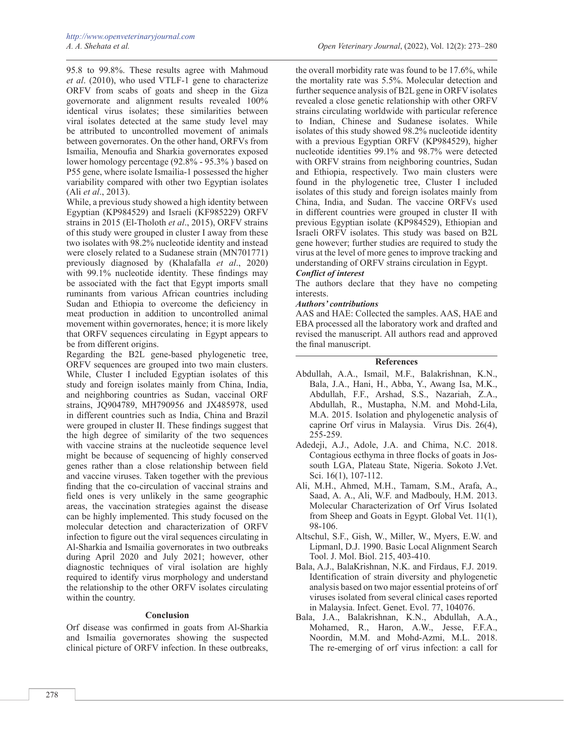95.8 to 99.8%. These results agree with Mahmoud *et al*. (2010), who used VTLF-1 gene to characterize ORFV from scabs of goats and sheep in the Giza governorate and alignment results revealed 100% identical virus isolates; these similarities between viral isolates detected at the same study level may be attributed to uncontrolled movement of animals between governorates. On the other hand, ORFVs from Ismailia, Menoufia and Sharkia governorates exposed lower homology percentage (92.8% - 95.3% ) based on P55 gene, where isolate Ismailia-1 possessed the higher variability compared with other two Egyptian isolates (Ali *et al*., 2013).

While, a previous study showed a high identity between Egyptian (KP984529) and Israeli (KF985229) ORFV strains in 2015 (El-Tholoth *et al*., 2015), ORFV strains of this study were grouped in cluster I away from these two isolates with 98.2% nucleotide identity and instead were closely related to a Sudanese strain (MN701771) previously diagnosed by (Khalafalla *et al*., 2020) with 99.1% nucleotide identity. These findings may be associated with the fact that Egypt imports small ruminants from various African countries including Sudan and Ethiopia to overcome the deficiency in meat production in addition to uncontrolled animal movement within governorates, hence; it is more likely that ORFV sequences circulating in Egypt appears to be from different origins.

Regarding the B2L gene-based phylogenetic tree, ORFV sequences are grouped into two main clusters. While, Cluster I included Egyptian isolates of this study and foreign isolates mainly from China, India, and neighboring countries as Sudan, vaccinal ORF strains, JQ904789, MH790956 and JX485978, used in different countries such as India, China and Brazil were grouped in cluster II. These findings suggest that the high degree of similarity of the two sequences with vaccine strains at the nucleotide sequence level might be because of sequencing of highly conserved genes rather than a close relationship between field and vaccine viruses. Taken together with the previous finding that the co-circulation of vaccinal strains and field ones is very unlikely in the same geographic areas, the vaccination strategies against the disease can be highly implemented. This study focused on the molecular detection and characterization of ORFV infection to figure out the viral sequences circulating in Al-Sharkia and Ismailia governorates in two outbreaks during April 2020 and July 2021; however, other diagnostic techniques of viral isolation are highly required to identify virus morphology and understand the relationship to the other ORFV isolates circulating within the country.

## Conclusion

Orf disease was confirmed in goats from Al-Sharkia and Ismailia governorates showing the suspected clinical picture of ORFV infection. In these outbreaks, the overall morbidity rate was found to be 17.6%, while the mortality rate was 5.5%. Molecular detection and further sequence analysis of B2L gene in ORFV isolates revealed a close genetic relationship with other ORFV strains circulating worldwide with particular reference to Indian, Chinese and Sudanese isolates. While isolates of this study showed 98.2% nucleotide identity with a previous Egyptian ORFV (KP984529), higher nucleotide identities 99.1% and 98.7% were detected with ORFV strains from neighboring countries, Sudan and Ethiopia, respectively. Two main clusters were found in the phylogenetic tree, Cluster I included isolates of this study and foreign isolates mainly from China, India, and Sudan. The vaccine ORFVs used in different countries were grouped in cluster II with previous Egyptian isolate (KP984529), Ethiopian and Israeli ORFV isolates. This study was based on B2L gene however; further studies are required to study the virus at the level of more genes to improve tracking and understanding of ORFV strains circulation in Egypt.

***Conflict of interest***

The authors declare that they have no competing interests.

***Authors' contributions***

AAS and HAE: Collected the samples. AAS, HAE and EBA processed all the laboratory work and drafted and revised the manuscript. All authors read and approved the final manuscript.

## References

Abdullah, A.A., Ismail, M.F., Balakrishnan, K.N., Bala, J.A., Hani, H., Abba, Y., Awang Isa, M.K., Abdullah, F.F., Arshad, S.S., Nazariah, Z.A., Abdullah, R., Mustapha, N.M. and Mohd-Lila, M.A. 2015. Isolation and phylogenetic analysis of caprine Orf virus in Malaysia. Virus Dis. 26(4), 255-259.

Adedeji, A.J., Adole, J.A. and Chima, N.C. 2018. Contagious ecthyma in three flocks of goats in Jos-south LGA, Plateau State, Nigeria. Sokoto J.Vet. Sci. 16(1), 107-112.

Ali, M.H., Ahmed, M.H., Tamam, S.M., Arafa, A., Saad, A. A., Ali, W.F. and Madbouly, H.M. 2013. Molecular Characterization of Orf Virus Isolated from Sheep and Goats in Egypt. Global Vet. 11(1), 98-106.

Altschul, S.F., Gish, W., Miller, W., Myers, E.W. and Lipmanl, D.J. 1990. Basic Local Alignment Search Tool. J. Mol. Biol. 215, 403-410.

Bala, A.J., BalaKrishnan, N.K. and Firdaus, F.J. 2019. Identification of strain diversity and phylogenetic analysis based on two major essential proteins of orf viruses isolated from several clinical cases reported in Malaysia. Infect. Genet. Evol. 77, 104076.

Bala, J.A., Balakrishnan, K.N., Abdullah, A.A., Mohamed, R., Haron, A.W., Jesse, F.F.A., Noordin, M.M. and Mohd-Azmi, M.L. 2018. The re-emerging of orf virus infection: a call for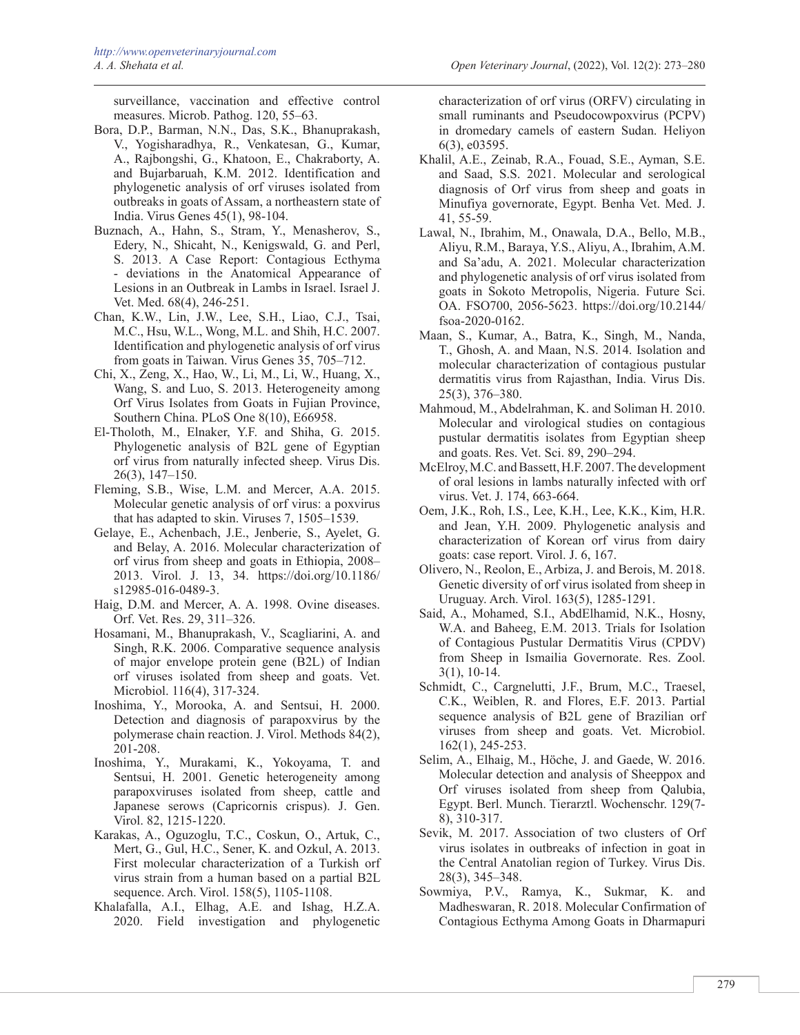surveillance, vaccination and effective control measures. Microb. Pathog. 120, 55–63.

Bora, D.P., Barman, N.N., Das, S.K., Bhanuprakash, V., Yogisharadhya, R., Venkatesan, G., Kumar, A., Rajbongshi, G., Khatoon, E., Chakraborty, A. and Bujarbaruah, K.M. 2012. Identification and phylogenetic analysis of orf viruses isolated from outbreaks in goats of Assam, a northeastern state of India. Virus Genes 45(1), 98-104.

Buznach, A., Hahn, S., Stram, Y., Menasherov, S., Edery, N., Shicaht, N., Kenigswald, G. and Perl, S. 2013. A Case Report: Contagious Ecthyma - deviations in the Anatomical Appearance of Lesions in an Outbreak in Lambs in Israel. Israel J. Vet. Med. 68(4), 246-251.

Chan, K.W., Lin, J.W., Lee, S.H., Liao, C.J., Tsai, M.C., Hsu, W.L., Wong, M.L. and Shih, H.C. 2007. Identification and phylogenetic analysis of orf virus from goats in Taiwan. Virus Genes 35, 705–712.

Chi, X., Zeng, X., Hao, W., Li, M., Li, W., Huang, X., Wang, S. and Luo, S. 2013. Heterogeneity among Orf Virus Isolates from Goats in Fujian Province, Southern China. PLoS One 8(10), E66958.

El-Tholoth, M., Elnaker, Y.F. and Shiha, G. 2015. Phylogenetic analysis of B2L gene of Egyptian orf virus from naturally infected sheep. Virus Dis. 26(3), 147–150.

Fleming, S.B., Wise, L.M. and Mercer, A.A. 2015. Molecular genetic analysis of orf virus: a poxvirus that has adapted to skin. Viruses 7, 1505–1539.

Gelaye, E., Achenbach, J.E., Jenberie, S., Ayelet, G. and Belay, A. 2016. Molecular characterization of orf virus from sheep and goats in Ethiopia, 2008–2013. Virol. J. 13, 34. https://doi.org/10.1186/s12985-016-0489-3.

Haig, D.M. and Mercer, A. A. 1998. Ovine diseases. Orf. Vet. Res. 29, 311–326.

Hosamani, M., Bhanuprakash, V., Scagliarini, A. and Singh, R.K. 2006. Comparative sequence analysis of major envelope protein gene (B2L) of Indian orf viruses isolated from sheep and goats. Vet. Microbiol. 116(4), 317-324.

Inoshima, Y., Morooka, A. and Sentsui, H. 2000. Detection and diagnosis of parapoxvirus by the polymerase chain reaction. J. Virol. Methods 84(2), 201-208.

Inoshima, Y., Murakami, K., Yokoyama, T. and Sentsui, H. 2001. Genetic heterogeneity among parapoxviruses isolated from sheep, cattle and Japanese serows (Capricornis crispus). J. Gen. Virol. 82, 1215-1220.

Karakas, A., Oguzoglu, T.C., Coskun, O., Artuk, C., Mert, G., Gul, H.C., Sener, K. and Ozkul, A. 2013. First molecular characterization of a Turkish orf virus strain from a human based on a partial B2L sequence. Arch. Virol. 158(5), 1105-1108.

Khalafalla, A.I., Elhag, A.E. and Ishag, H.Z.A. 2020. Field investigation and phylogenetic characterization of orf virus (ORFV) circulating in small ruminants and Pseudocowpoxvirus (PCPV) in dromedary camels of eastern Sudan. Heliyon 6(3), e03595.

Khalil, A.E., Zeinab, R.A., Fouad, S.E., Ayman, S.E. and Saad, S.S. 2021. Molecular and serological diagnosis of Orf virus from sheep and goats in Minufiya governorate, Egypt. Benha Vet. Med. J. 41, 55-59.

Lawal, N., Ibrahim, M., Onawala, D.A., Bello, M.B., Aliyu, R.M., Baraya, Y.S., Aliyu, A., Ibrahim, A.M. and Sa'adu, A. 2021. Molecular characterization and phylogenetic analysis of orf virus isolated from goats in Sokoto Metropolis, Nigeria. Future Sci. OA. FSO700, 2056-5623. https://doi.org/10.2144/fsoa-2020-0162.

Maan, S., Kumar, A., Batra, K., Singh, M., Nanda, T., Ghosh, A. and Maan, N.S. 2014. Isolation and molecular characterization of contagious pustular dermatitis virus from Rajasthan, India. Virus Dis. 25(3), 376–380.

Mahmoud, M., Abdelrahman, K. and Soliman H. 2010. Molecular and virological studies on contagious pustular dermatitis isolates from Egyptian sheep and goats. Res. Vet. Sci. 89, 290–294.

McElroy, M.C. and Bassett, H.F. 2007. The development of oral lesions in lambs naturally infected with orf virus. Vet. J. 174, 663-664.

Oem, J.K., Roh, I.S., Lee, K.H., Lee, K.K., Kim, H.R. and Jean, Y.H. 2009. Phylogenetic analysis and characterization of Korean orf virus from dairy goats: case report. Virol. J. 6, 167.

Olivero, N., Reolon, E., Arbiza, J. and Berois, M. 2018. Genetic diversity of orf virus isolated from sheep in Uruguay. Arch. Virol. 163(5), 1285-1291.

Said, A., Mohamed, S.I., AbdElhamid, N.K., Hosny, W.A. and Baheeg, E.M. 2013. Trials for Isolation of Contagious Pustular Dermatitis Virus (CPDV) from Sheep in Ismailia Governorate. Res. Zool. 3(1), 10-14.

Schmidt, C., Cargnelutti, J.F., Brum, M.C., Traesel, C.K., Weiblen, R. and Flores, E.F. 2013. Partial sequence analysis of B2L gene of Brazilian orf viruses from sheep and goats. Vet. Microbiol. 162(1), 245-253.

Selim, A., Elhaig, M., Höche, J. and Gaede, W. 2016. Molecular detection and analysis of Sheeppox and Orf viruses isolated from sheep from Qalubia, Egypt. Berl. Munch. Tierarztl. Wochenschr. 129(7-8), 310-317.

Sevik, M. 2017. Association of two clusters of Orf virus isolates in outbreaks of infection in goat in the Central Anatolian region of Turkey. Virus Dis. 28(3), 345–348.

Sowmiya, P.V., Ramya, K., Sukmar, K. and Madheswaran, R. 2018. Molecular Confirmation of Contagious Ecthyma Among Goats in Dharmapuri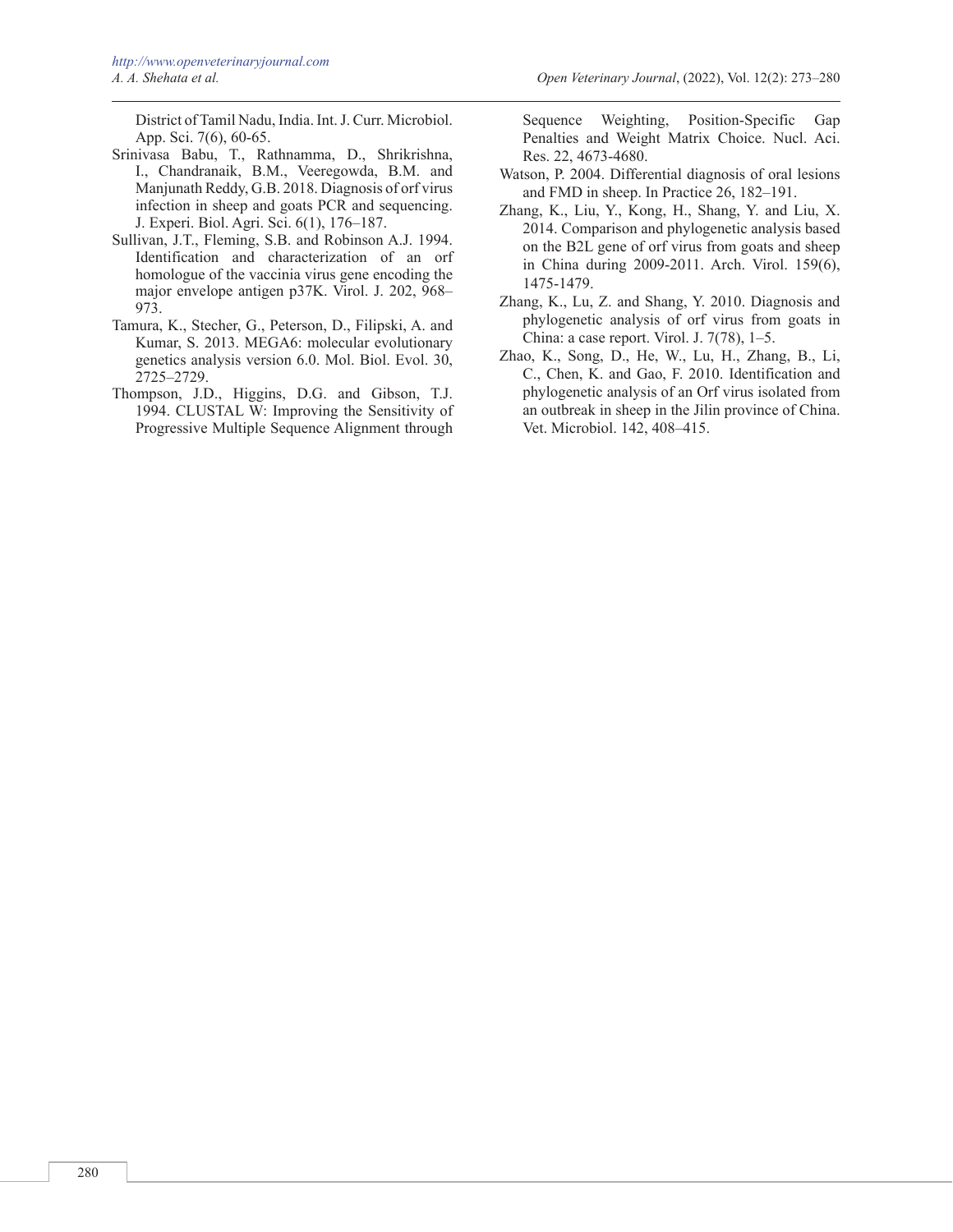District of Tamil Nadu, India. Int. J. Curr. Microbiol. App. Sci. 7(6), 60-65.

Srinivasa Babu, T., Rathnamma, D., Shrikrishna, I., Chandranaik, B.M., Veeregowda, B.M. and Manjunath Reddy, G.B. 2018. Diagnosis of orf virus infection in sheep and goats PCR and sequencing. J. Experi. Biol. Agri. Sci. 6(1), 176–187.

Sullivan, J.T., Fleming, S.B. and Robinson A.J. 1994. Identification and characterization of an orf homologue of the vaccinia virus gene encoding the major envelope antigen p37K. Virol. J. 202, 968–973.

Tamura, K., Stecher, G., Peterson, D., Filipski, A. and Kumar, S. 2013. MEGA6: molecular evolutionary genetics analysis version 6.0. Mol. Biol. Evol. 30, 2725–2729.

Thompson, J.D., Higgins, D.G. and Gibson, T.J. 1994. CLUSTAL W: Improving the Sensitivity of Progressive Multiple Sequence Alignment through Sequence Weighting, Position-Specific Gap Penalties and Weight Matrix Choice. Nucl. Aci. Res. 22, 4673-4680.

Watson, P. 2004. Differential diagnosis of oral lesions and FMD in sheep. In Practice 26, 182–191.

Zhang, K., Liu, Y., Kong, H., Shang, Y. and Liu, X. 2014. Comparison and phylogenetic analysis based on the B2L gene of orf virus from goats and sheep in China during 2009-2011. Arch. Virol. 159(6), 1475-1479.

Zhang, K., Lu, Z. and Shang, Y. 2010. Diagnosis and phylogenetic analysis of orf virus from goats in China: a case report. Virol. J. 7(78), 1–5.

Zhao, K., Song, D., He, W., Lu, H., Zhang, B., Li, C., Chen, K. and Gao, F. 2010. Identification and phylogenetic analysis of an Orf virus isolated from an outbreak in sheep in the Jilin province of China. Vet. Microbiol. 142, 408–415.